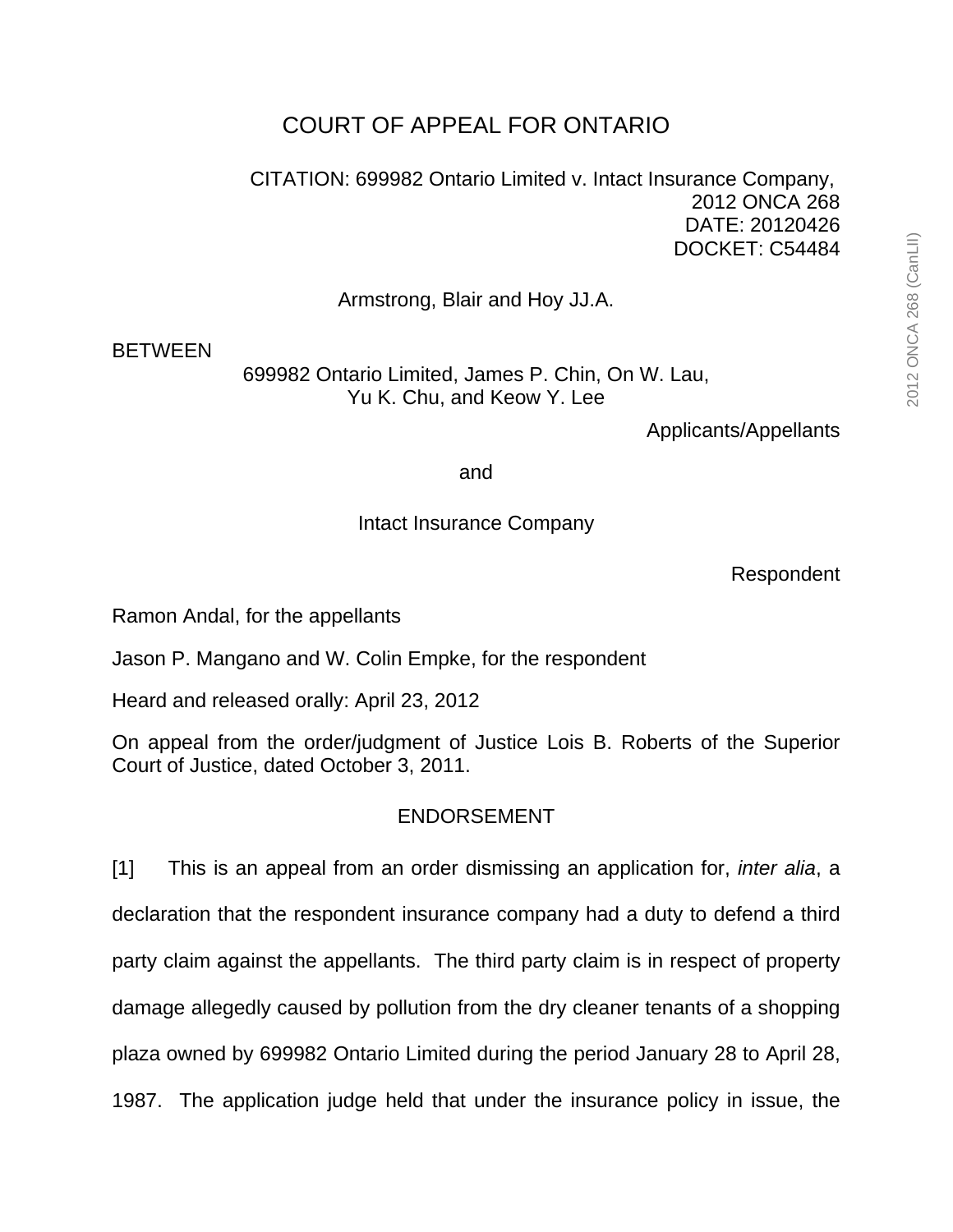# COURT OF APPEAL FOR ONTARIO

CITATION: 699982 Ontario Limited v. Intact Insurance Company, 2012 ONCA 268
DATE: 20120426
DOCKET: C54484

Armstrong, Blair and Hoy JJ.A.

BETWEEN

699982 Ontario Limited, James P. Chin, On W. Lau, Yu K. Chu, and Keow Y. Lee

Applicants/Appellants

and

Intact Insurance Company

Respondent

Ramon Andal, for the appellants

Jason P. Mangano and W. Colin Empke, for the respondent

Heard and released orally: April 23, 2012

On appeal from the order/judgment of Justice Lois B. Roberts of the Superior Court of Justice, dated October 3, 2011.

## ENDORSEMENT

[1] This is an appeal from an order dismissing an application for, *inter alia*, a declaration that the respondent insurance company had a duty to defend a third party claim against the appellants. The third party claim is in respect of property damage allegedly caused by pollution from the dry cleaner tenants of a shopping plaza owned by 699982 Ontario Limited during the period January 28 to April 28, 1987. The application judge held that under the insurance policy in issue, the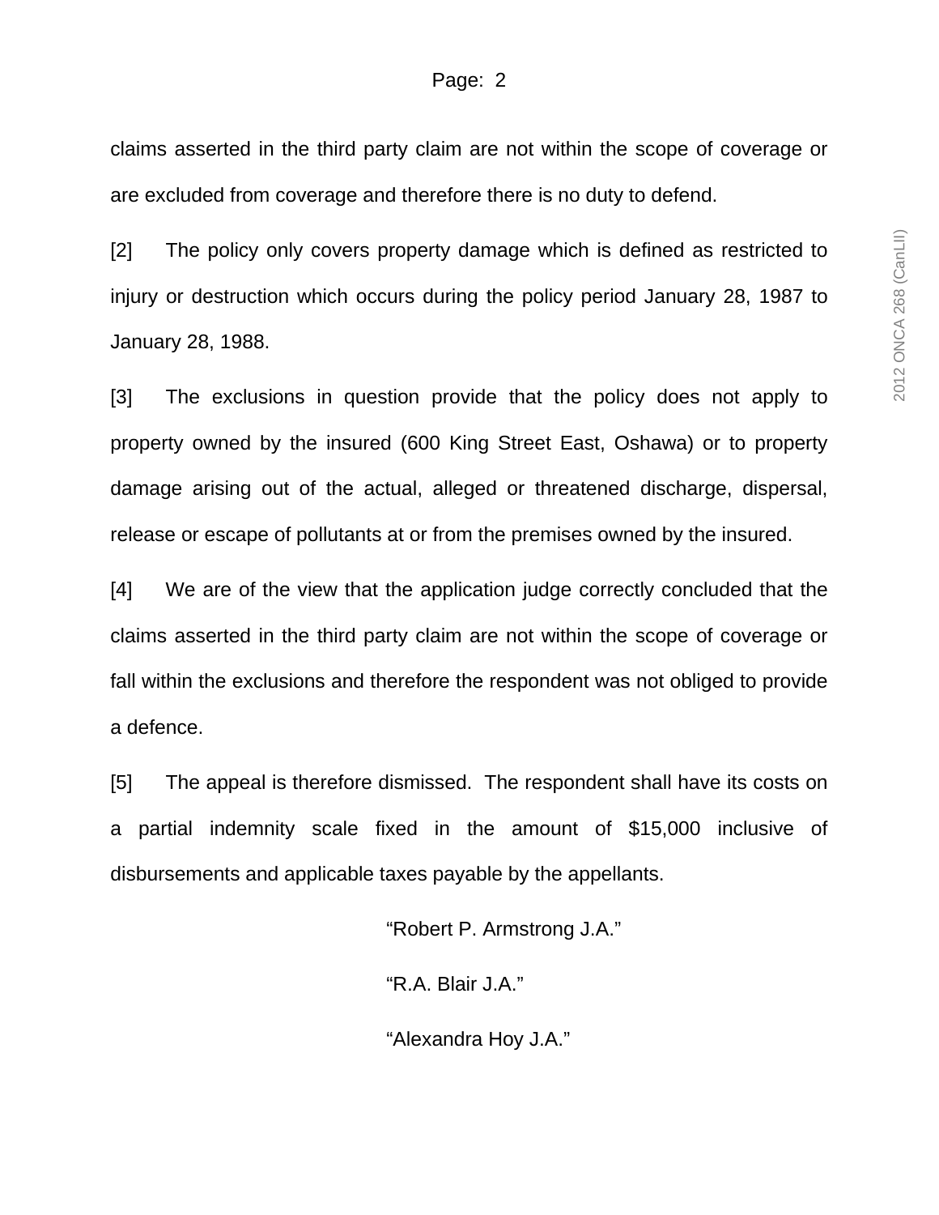claims asserted in the third party claim are not within the scope of coverage or are excluded from coverage and therefore there is no duty to defend.

[2] The policy only covers property damage which is defined as restricted to injury or destruction which occurs during the policy period January 28, 1987 to January 28, 1988.

[3] The exclusions in question provide that the policy does not apply to property owned by the insured (600 King Street East, Oshawa) or to property damage arising out of the actual, alleged or threatened discharge, dispersal, release or escape of pollutants at or from the premises owned by the insured.

[4] We are of the view that the application judge correctly concluded that the claims asserted in the third party claim are not within the scope of coverage or fall within the exclusions and therefore the respondent was not obliged to provide a defence.

[5] The appeal is therefore dismissed. The respondent shall have its costs on a partial indemnity scale fixed in the amount of $15,000 inclusive of disbursements and applicable taxes payable by the appellants.

"Robert P. Armstrong J.A."

"R.A. Blair J.A."

"Alexandra Hoy J.A."